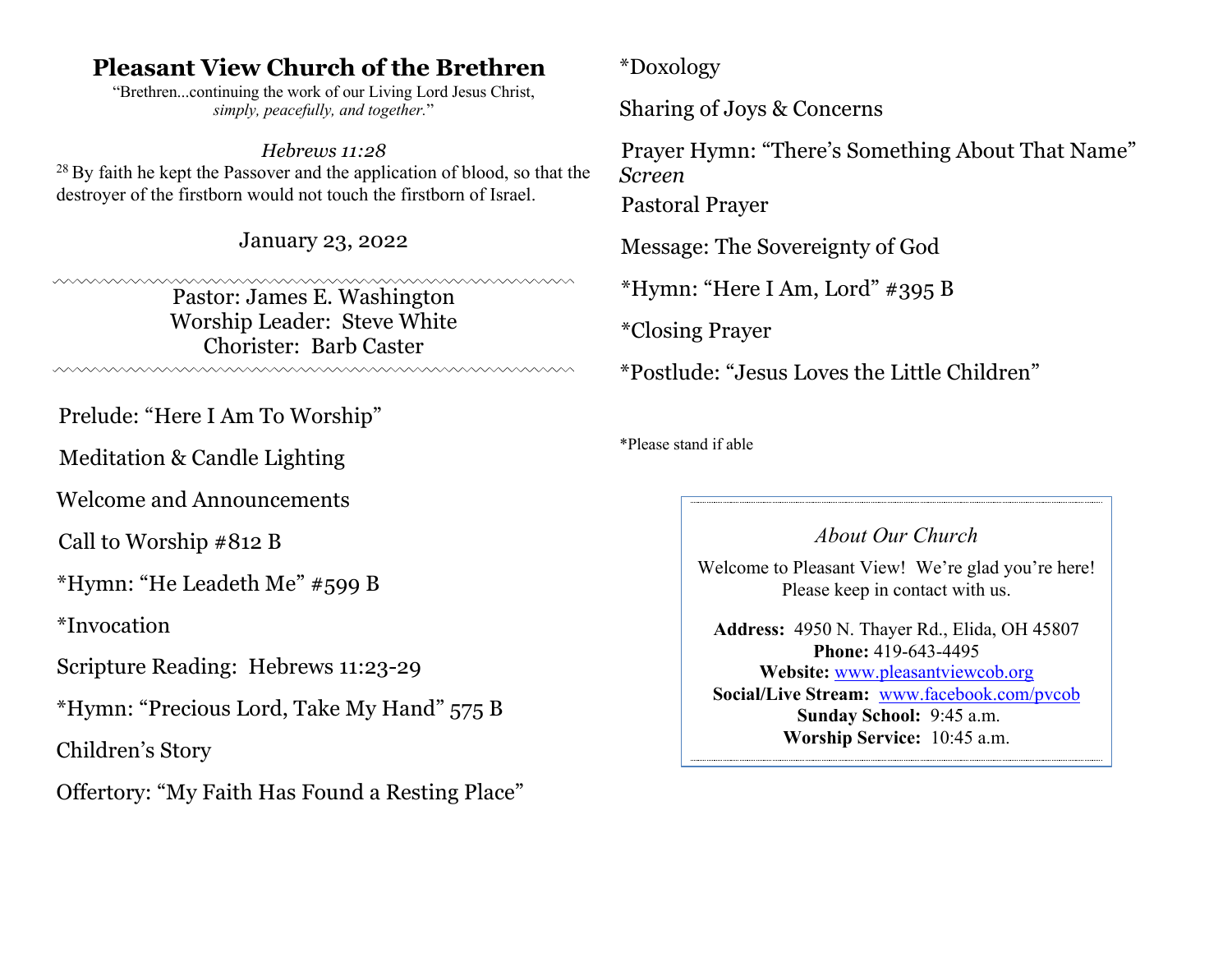# Pleasant View Church of the Brethren

"Brethren...continuing the work of our Living Lord Jesus Christ,
*simply, peacefully, and together.*"

*Hebrews 11:28*

[28] By faith he kept the Passover and the application of blood, so that the destroyer of the firstborn would not touch the firstborn of Israel.

January 23, 2022

Pastor: James E. Washington
Worship Leader: Steve White
Chorister: Barb Caster

Prelude: "Here I Am To Worship"

Meditation & Candle Lighting

Welcome and Announcements

Call to Worship #812 B

*Hymn: "He Leadeth Me" #599 B

*Invocation

Scripture Reading: Hebrews 11:23-29

*Hymn: "Precious Lord, Take My Hand" 575 B

Children's Story

Offertory: "My Faith Has Found a Resting Place"

*Doxology

Sharing of Joys & Concerns

Prayer Hymn: "There's Something About That Name" *Screen*

Pastoral Prayer

Message: The Sovereignty of God

*Hymn: "Here I Am, Lord" #395 B

*Closing Prayer

*Postlude: "Jesus Loves the Little Children"

*Please stand if able

*About Our Church*

Welcome to Pleasant View! We're glad you're here!
Please keep in contact with us.

**Address:** 4950 N. Thayer Rd., Elida, OH 45807
**Phone:** 419-643-4495
**Website:** www.pleasantviewcob.org
**Social/Live Stream:** www.facebook.com/pvcob
**Sunday School:** 9:45 a.m.
**Worship Service:** 10:45 a.m.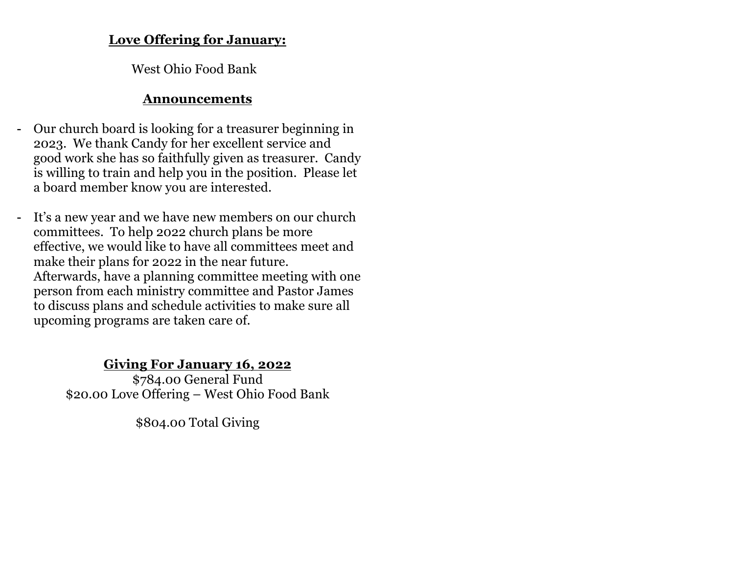## Love Offering for January:

West Ohio Food Bank

## Announcements

- Our church board is looking for a treasurer beginning in 2023. We thank Candy for her excellent service and good work she has so faithfully given as treasurer. Candy is willing to train and help you in the position. Please let a board member know you are interested.

- It's a new year and we have new members on our church committees. To help 2022 church plans be more effective, we would like to have all committees meet and make their plans for 2022 in the near future. Afterwards, have a planning committee meeting with one person from each ministry committee and Pastor James to discuss plans and schedule activities to make sure all upcoming programs are taken care of.

## Giving For January 16, 2022

$784.00 General Fund
$20.00 Love Offering – West Ohio Food Bank

$804.00 Total Giving